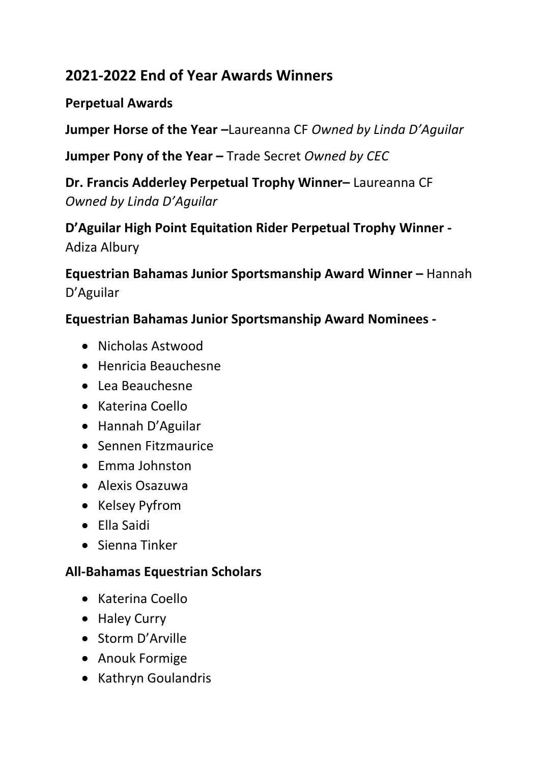## 2021-2022 End of Year Awards Winners

### Perpetual Awards

**Jumper Horse of the Year –**Laureanna CF *Owned by Linda D'Aguilar*

**Jumper Pony of the Year –** Trade Secret *Owned by CEC*

**Dr. Francis Adderley Perpetual Trophy Winner–** Laureanna CF *Owned by Linda D'Aguilar*

**D'Aguilar High Point Equitation Rider Perpetual Trophy Winner -** Adiza Albury

**Equestrian Bahamas Junior Sportsmanship Award Winner –** Hannah D'Aguilar

**Equestrian Bahamas Junior Sportsmanship Award Nominees -**

- Nicholas Astwood
- Henricia Beauchesne
- Lea Beauchesne
- Katerina Coello
- Hannah D'Aguilar
- Sennen Fitzmaurice
- Emma Johnston
- Alexis Osazuwa
- Kelsey Pyfrom
- Ella Saidi
- Sienna Tinker

### All-Bahamas Equestrian Scholars

- Katerina Coello
- Haley Curry
- Storm D'Arville
- Anouk Formige
- Kathryn Goulandris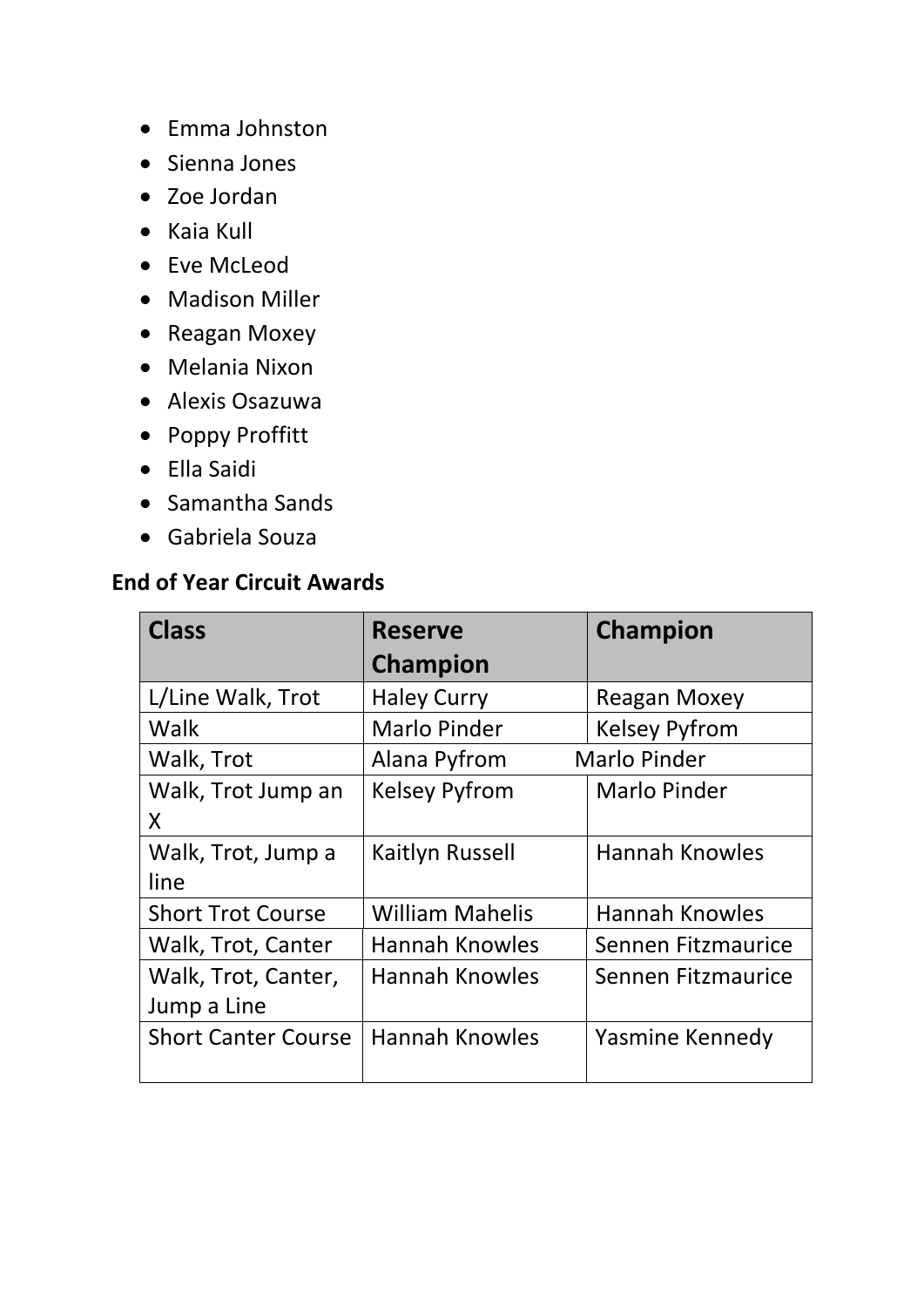- Emma Johnston
- Sienna Jones
- Zoe Jordan
- Kaia Kull
- Eve McLeod
- Madison Miller
- Reagan Moxey
- Melania Nixon
- Alexis Osazuwa
- Poppy Proffitt
- Ella Saidi
- Samantha Sands
- Gabriela Souza

**End of Year Circuit Awards**

| Class | Reserve Champion | Champion |
|---|---|---|
| L/Line Walk, Trot | Haley Curry | Reagan Moxey |
| Walk | Marlo Pinder | Kelsey Pyfrom |
| Walk, Trot | Alana Pyfrom | Marlo Pinder |
| Walk, Trot Jump an X | Kelsey Pyfrom | Marlo Pinder |
| Walk, Trot, Jump a line | Kaitlyn Russell | Hannah Knowles |
| Short Trot Course | William Mahelis | Hannah Knowles |
| Walk, Trot, Canter | Hannah Knowles | Sennen Fitzmaurice |
| Walk, Trot, Canter, Jump a Line | Hannah Knowles | Sennen Fitzmaurice |
| Short Canter Course | Hannah Knowles | Yasmine Kennedy |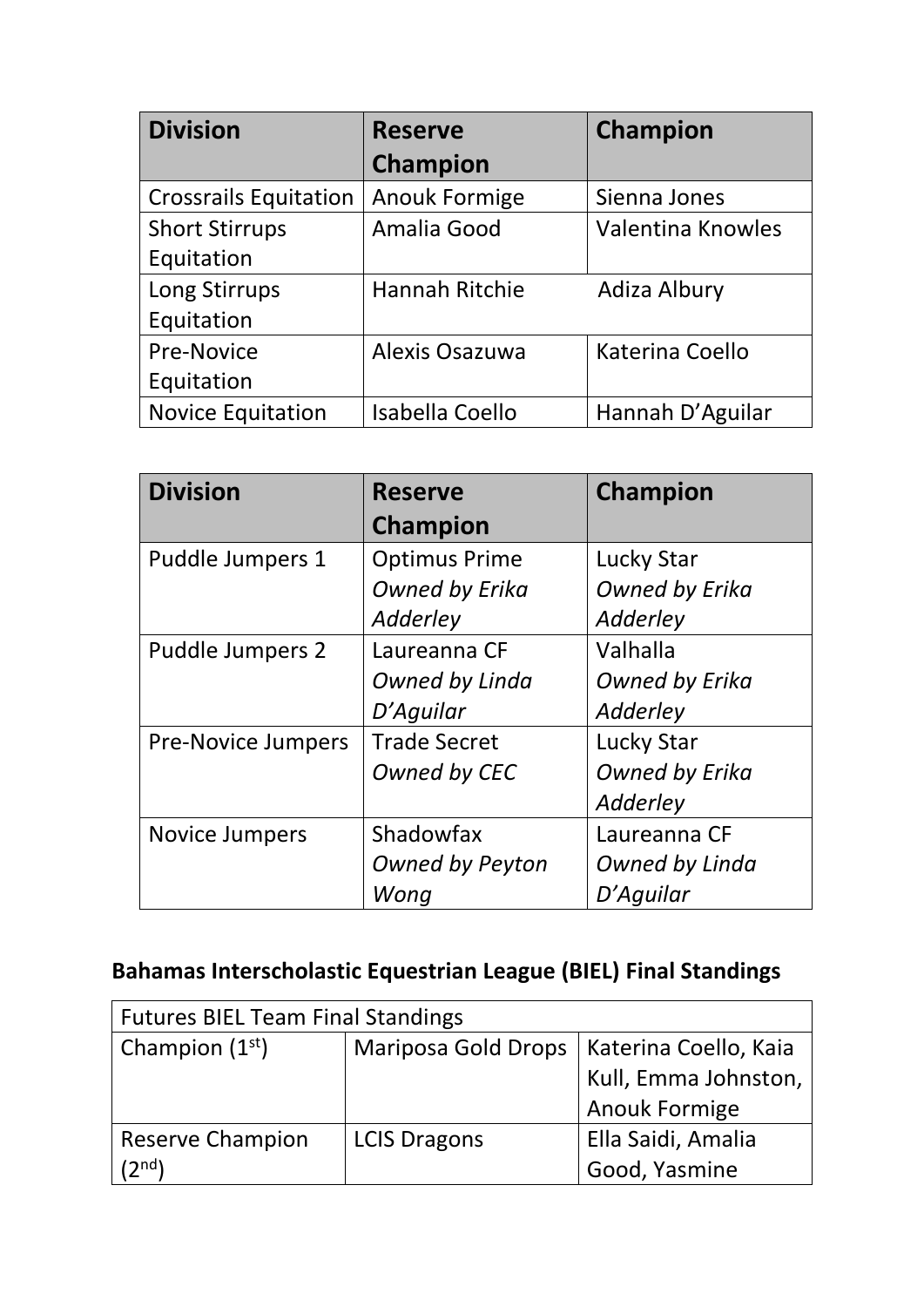| Division | Reserve Champion | Champion |
|---|---|---|
| Crossrails Equitation | Anouk Formige | Sienna Jones |
| Short Stirrups Equitation | Amalia Good | Valentina Knowles |
| Long Stirrups Equitation | Hannah Ritchie | Adiza Albury |
| Pre-Novice Equitation | Alexis Osazuwa | Katerina Coello |
| Novice Equitation | Isabella Coello | Hannah D'Aguilar |

| Division | Reserve Champion | Champion |
|---|---|---|
| Puddle Jumpers 1 | Optimus Prime *Owned by Erika Adderley* | Lucky Star *Owned by Erika Adderley* |
| Puddle Jumpers 2 | Laureanna CF *Owned by Linda D'Aguilar* | Valhalla *Owned by Erika Adderley* |
| Pre-Novice Jumpers | Trade Secret *Owned by CEC* | Lucky Star *Owned by Erika Adderley* |
| Novice Jumpers | Shadowfax *Owned by Peyton Wong* | Laureanna CF *Owned by Linda D'Aguilar* |

## Bahamas Interscholastic Equestrian League (BIEL) Final Standings

| Futures BIEL Team Final Standings | | |
|---|---|---|
| Champion (1st) | Mariposa Gold Drops | Katerina Coello, Kaia Kull, Emma Johnston, Anouk Formige |
| Reserve Champion (2nd) | LCIS Dragons | Ella Saidi, Amalia Good, Yasmine |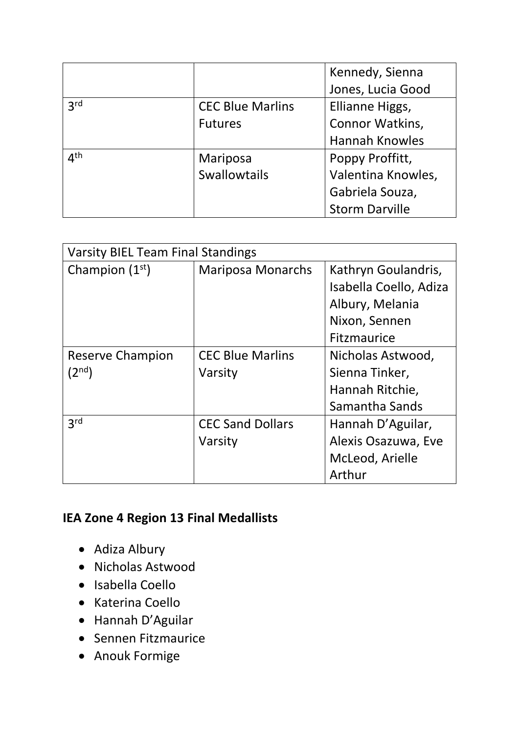| | | |
|---|---|---|
| | | Kennedy, Sienna Jones, Lucia Good |
| 3rd | CEC Blue Marlins Futures | Ellianne Higgs, Connor Watkins, Hannah Knowles |
| 4th | Mariposa Swallowtails | Poppy Proffitt, Valentina Knowles, Gabriela Souza, Storm Darville |

| Varsity BIEL Team Final Standings | | |
|---|---|---|
| Champion (1st) | Mariposa Monarchs | Kathryn Goulandris, Isabella Coello, Adiza Albury, Melania Nixon, Sennen Fitzmaurice |
| Reserve Champion (2nd) | CEC Blue Marlins Varsity | Nicholas Astwood, Sienna Tinker, Hannah Ritchie, Samantha Sands |
| 3rd | CEC Sand Dollars Varsity | Hannah D'Aguilar, Alexis Osazuwa, Eve McLeod, Arielle Arthur |

**IEA Zone 4 Region 13 Final Medallists**

- Adiza Albury
- Nicholas Astwood
- Isabella Coello
- Katerina Coello
- Hannah D'Aguilar
- Sennen Fitzmaurice
- Anouk Formige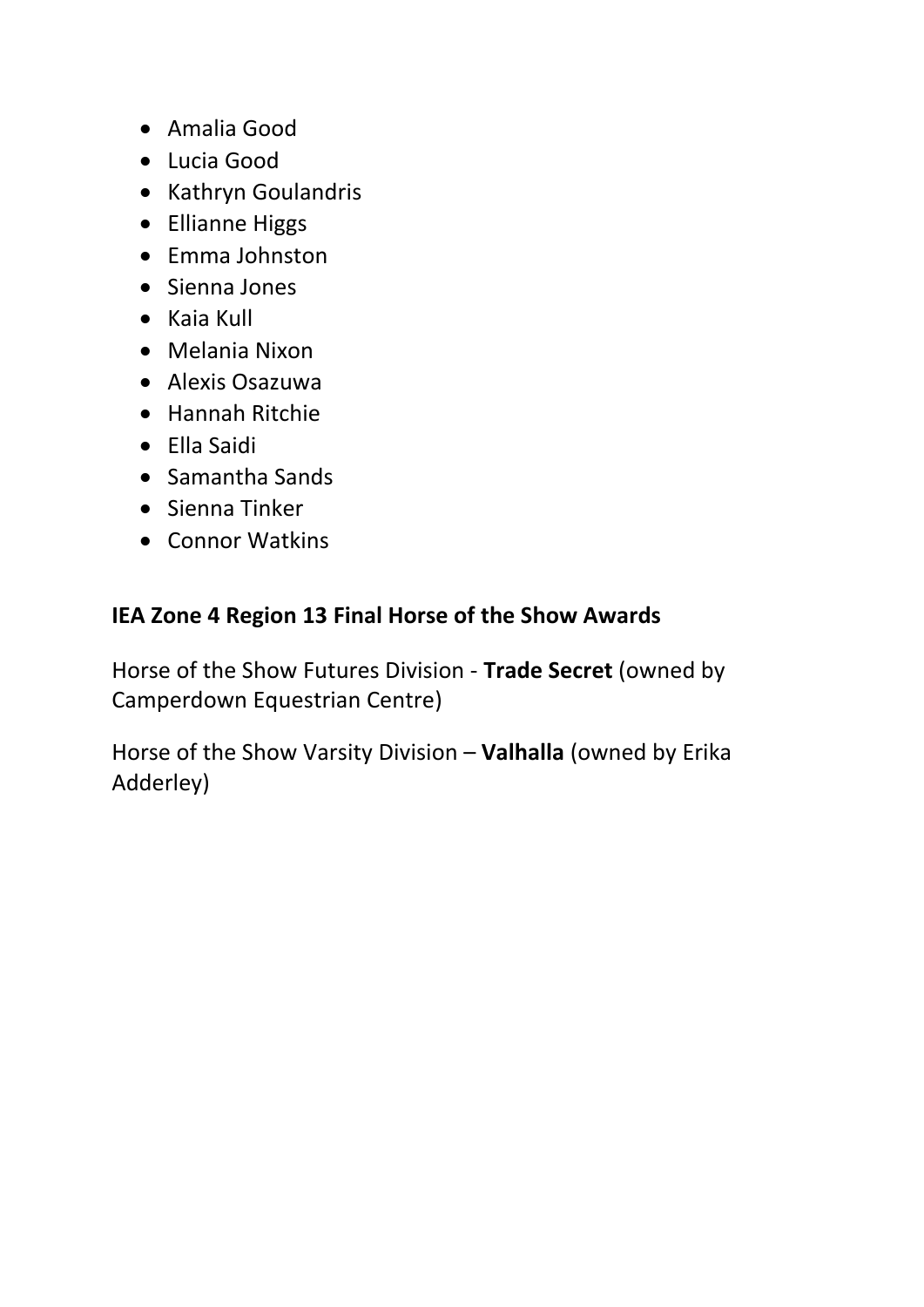- Amalia Good
- Lucia Good
- Kathryn Goulandris
- Ellianne Higgs
- Emma Johnston
- Sienna Jones
- Kaia Kull
- Melania Nixon
- Alexis Osazuwa
- Hannah Ritchie
- Ella Saidi
- Samantha Sands
- Sienna Tinker
- Connor Watkins

**IEA Zone 4 Region 13 Final Horse of the Show Awards**

Horse of the Show Futures Division - **Trade Secret** (owned by Camperdown Equestrian Centre)

Horse of the Show Varsity Division – **Valhalla** (owned by Erika Adderley)